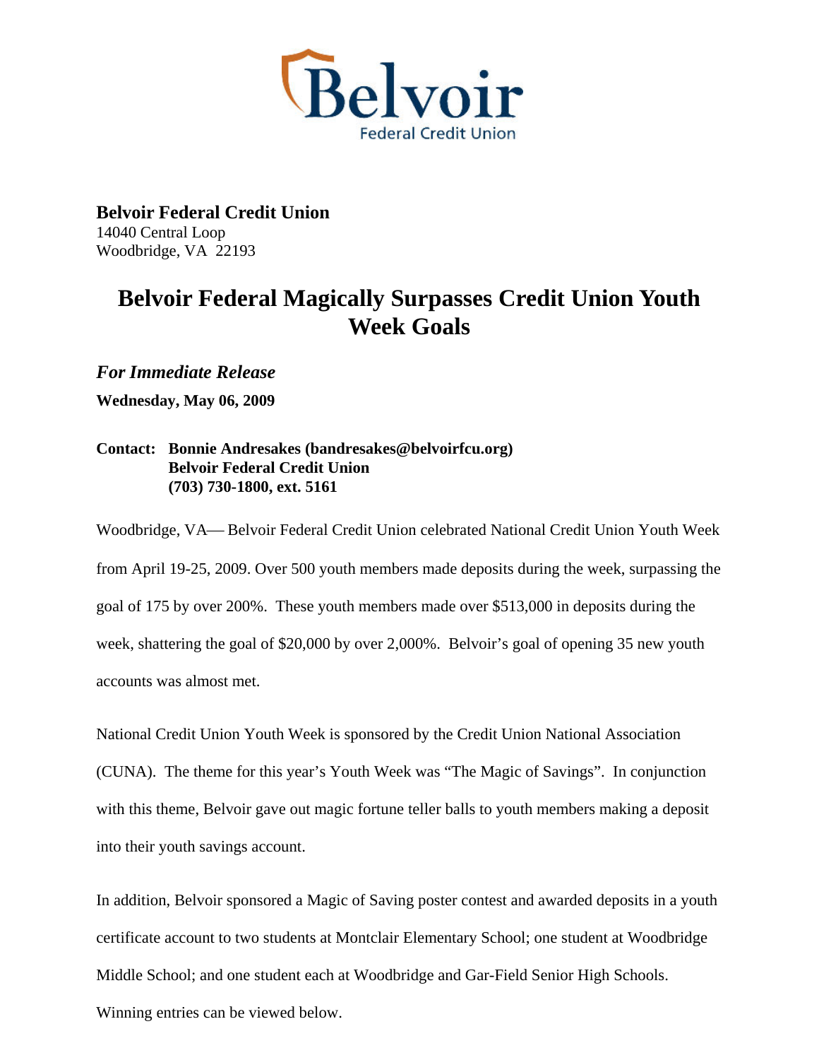**Belvoir Federal Credit Union**
14040 Central Loop
Woodbridge, VA 22193

# Belvoir Federal Magically Surpasses Credit Union Youth Week Goals

***For Immediate Release***

**Wednesday, May 06, 2009**

**Contact: Bonnie Andresakes (bandresakes@belvoirfcu.org)**
**Belvoir Federal Credit Union**
**(703) 730-1800, ext. 5161**

Woodbridge, VA— Belvoir Federal Credit Union celebrated National Credit Union Youth Week from April 19-25, 2009. Over 500 youth members made deposits during the week, surpassing the goal of 175 by over 200%. These youth members made over $513,000 in deposits during the week, shattering the goal of $20,000 by over 2,000%. Belvoir's goal of opening 35 new youth accounts was almost met.

National Credit Union Youth Week is sponsored by the Credit Union National Association (CUNA). The theme for this year's Youth Week was "The Magic of Savings". In conjunction with this theme, Belvoir gave out magic fortune teller balls to youth members making a deposit into their youth savings account.

In addition, Belvoir sponsored a Magic of Saving poster contest and awarded deposits in a youth certificate account to two students at Montclair Elementary School; one student at Woodbridge Middle School; and one student each at Woodbridge and Gar-Field Senior High Schools. Winning entries can be viewed below.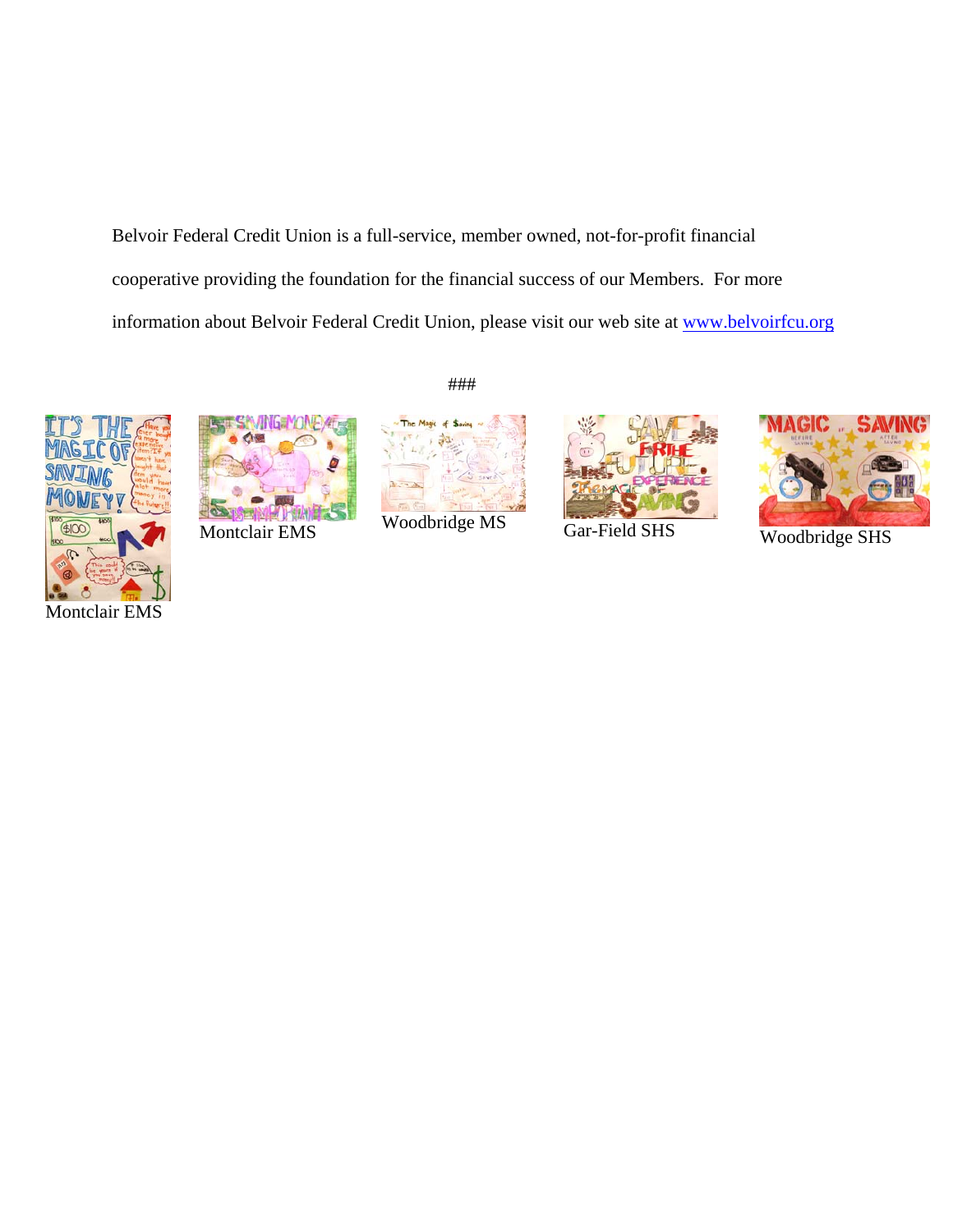Belvoir Federal Credit Union is a full-service, member owned, not-for-profit financial cooperative providing the foundation for the financial success of our Members. For more information about Belvoir Federal Credit Union, please visit our web site at [www.belvoirfcu.org](http://www.belvoirfcu.org)

###

Montclair EMS

Montclair EMS

Woodbridge MS

Gar-Field SHS

Woodbridge SHS